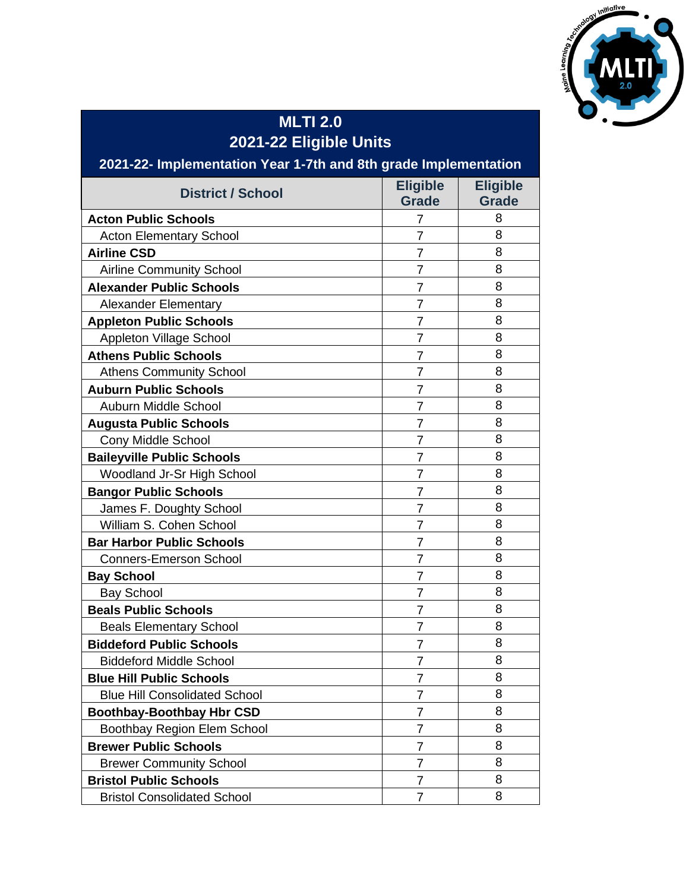# MLTI 2.0

## 2021-22 Eligible Units

### 2021-22- Implementation Year 1-7th and 8th grade Implementation

| District / School | Eligible Grade | Eligible Grade |
|---|---|---|
| **Acton Public Schools** | 7 | 8 |
| Acton Elementary School | 7 | 8 |
| **Airline CSD** | 7 | 8 |
| Airline Community School | 7 | 8 |
| **Alexander Public Schools** | 7 | 8 |
| Alexander Elementary | 7 | 8 |
| **Appleton Public Schools** | 7 | 8 |
| Appleton Village School | 7 | 8 |
| **Athens Public Schools** | 7 | 8 |
| Athens Community School | 7 | 8 |
| **Auburn Public Schools** | 7 | 8 |
| Auburn Middle School | 7 | 8 |
| **Augusta Public Schools** | 7 | 8 |
| Cony Middle School | 7 | 8 |
| **Baileyville Public Schools** | 7 | 8 |
| Woodland Jr-Sr High School | 7 | 8 |
| **Bangor Public Schools** | 7 | 8 |
| James F. Doughty School | 7 | 8 |
| William S. Cohen School | 7 | 8 |
| **Bar Harbor Public Schools** | 7 | 8 |
| Conners-Emerson School | 7 | 8 |
| **Bay School** | 7 | 8 |
| Bay School | 7 | 8 |
| **Beals Public Schools** | 7 | 8 |
| Beals Elementary School | 7 | 8 |
| **Biddeford Public Schools** | 7 | 8 |
| Biddeford Middle School | 7 | 8 |
| **Blue Hill Public Schools** | 7 | 8 |
| Blue Hill Consolidated School | 7 | 8 |
| **Boothbay-Boothbay Hbr CSD** | 7 | 8 |
| Boothbay Region Elem School | 7 | 8 |
| **Brewer Public Schools** | 7 | 8 |
| Brewer Community School | 7 | 8 |
| **Bristol Public Schools** | 7 | 8 |
| Bristol Consolidated School | 7 | 8 |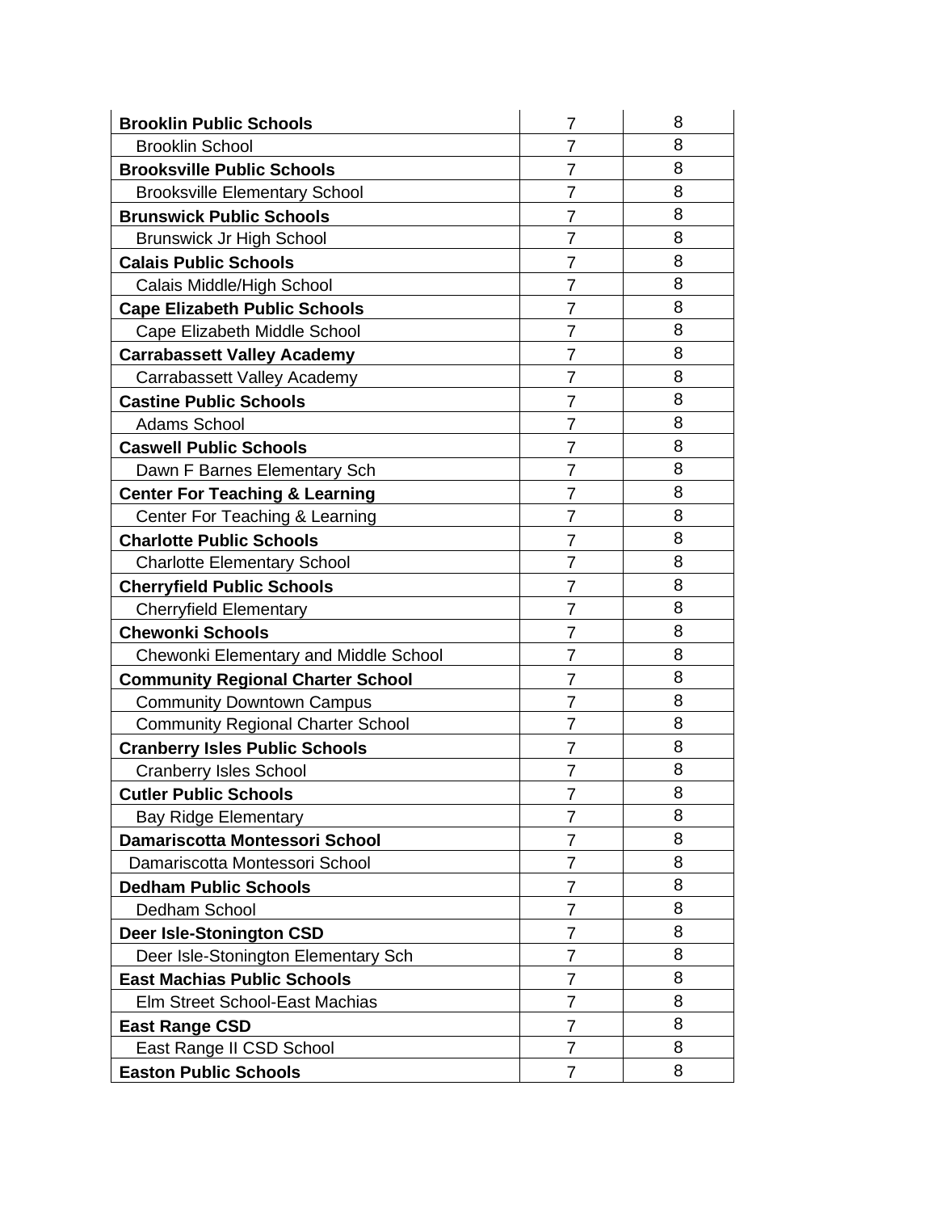| | | |
|---|---|---|
| **Brooklin Public Schools** | 7 | 8 |
| Brooklin School | 7 | 8 |
| **Brooksville Public Schools** | 7 | 8 |
| Brooksville Elementary School | 7 | 8 |
| **Brunswick Public Schools** | 7 | 8 |
| Brunswick Jr High School | 7 | 8 |
| **Calais Public Schools** | 7 | 8 |
| Calais Middle/High School | 7 | 8 |
| **Cape Elizabeth Public Schools** | 7 | 8 |
| Cape Elizabeth Middle School | 7 | 8 |
| **Carrabassett Valley Academy** | 7 | 8 |
| Carrabassett Valley Academy | 7 | 8 |
| **Castine Public Schools** | 7 | 8 |
| Adams School | 7 | 8 |
| **Caswell Public Schools** | 7 | 8 |
| Dawn F Barnes Elementary Sch | 7 | 8 |
| **Center For Teaching & Learning** | 7 | 8 |
| Center For Teaching & Learning | 7 | 8 |
| **Charlotte Public Schools** | 7 | 8 |
| Charlotte Elementary School | 7 | 8 |
| **Cherryfield Public Schools** | 7 | 8 |
| Cherryfield Elementary | 7 | 8 |
| **Chewonki Schools** | 7 | 8 |
| Chewonki Elementary and Middle School | 7 | 8 |
| **Community Regional Charter School** | 7 | 8 |
| Community Downtown Campus | 7 | 8 |
| Community Regional Charter School | 7 | 8 |
| **Cranberry Isles Public Schools** | 7 | 8 |
| Cranberry Isles School | 7 | 8 |
| **Cutler Public Schools** | 7 | 8 |
| Bay Ridge Elementary | 7 | 8 |
| **Damariscotta Montessori School** | 7 | 8 |
| Damariscotta Montessori School | 7 | 8 |
| **Dedham Public Schools** | 7 | 8 |
| Dedham School | 7 | 8 |
| **Deer Isle-Stonington CSD** | 7 | 8 |
| Deer Isle-Stonington Elementary Sch | 7 | 8 |
| **East Machias Public Schools** | 7 | 8 |
| Elm Street School-East Machias | 7 | 8 |
| **East Range CSD** | 7 | 8 |
| East Range II CSD School | 7 | 8 |
| **Easton Public Schools** | 7 | 8 |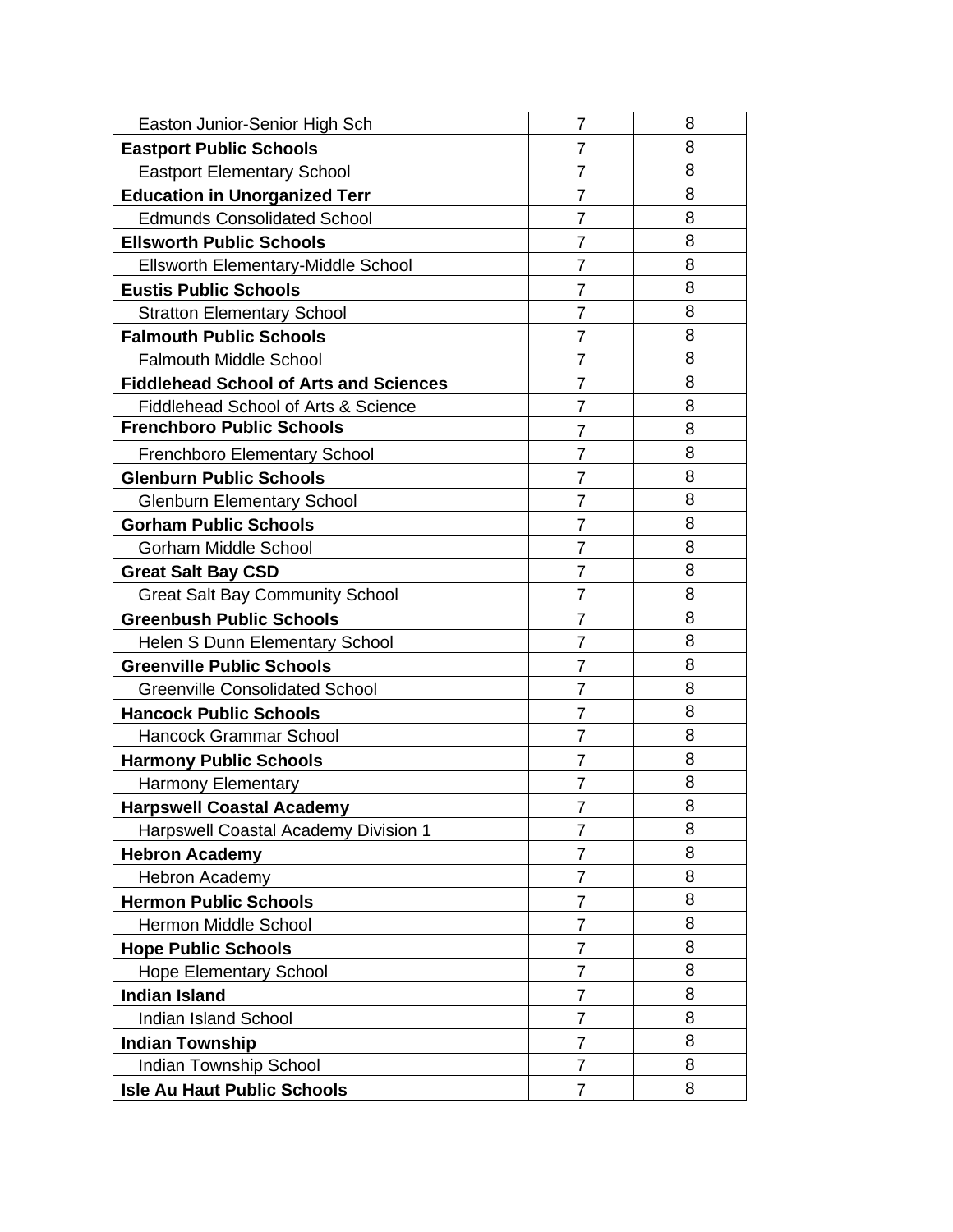| Easton Junior-Senior High Sch | 7 | 8 |
|---|---|---|
| **Eastport Public Schools** | 7 | 8 |
| Eastport Elementary School | 7 | 8 |
| **Education in Unorganized Terr** | 7 | 8 |
| Edmunds Consolidated School | 7 | 8 |
| **Ellsworth Public Schools** | 7 | 8 |
| Ellsworth Elementary-Middle School | 7 | 8 |
| **Eustis Public Schools** | 7 | 8 |
| Stratton Elementary School | 7 | 8 |
| **Falmouth Public Schools** | 7 | 8 |
| Falmouth Middle School | 7 | 8 |
| **Fiddlehead School of Arts and Sciences** | 7 | 8 |
| Fiddlehead School of Arts & Science | 7 | 8 |
| **Frenchboro Public Schools** | 7 | 8 |
| Frenchboro Elementary School | 7 | 8 |
| **Glenburn Public Schools** | 7 | 8 |
| Glenburn Elementary School | 7 | 8 |
| **Gorham Public Schools** | 7 | 8 |
| Gorham Middle School | 7 | 8 |
| **Great Salt Bay CSD** | 7 | 8 |
| Great Salt Bay Community School | 7 | 8 |
| **Greenbush Public Schools** | 7 | 8 |
| Helen S Dunn Elementary School | 7 | 8 |
| **Greenville Public Schools** | 7 | 8 |
| Greenville Consolidated School | 7 | 8 |
| **Hancock Public Schools** | 7 | 8 |
| Hancock Grammar School | 7 | 8 |
| **Harmony Public Schools** | 7 | 8 |
| Harmony Elementary | 7 | 8 |
| **Harpswell Coastal Academy** | 7 | 8 |
| Harpswell Coastal Academy Division 1 | 7 | 8 |
| **Hebron Academy** | 7 | 8 |
| Hebron Academy | 7 | 8 |
| **Hermon Public Schools** | 7 | 8 |
| Hermon Middle School | 7 | 8 |
| **Hope Public Schools** | 7 | 8 |
| Hope Elementary School | 7 | 8 |
| **Indian Island** | 7 | 8 |
| Indian Island School | 7 | 8 |
| **Indian Township** | 7 | 8 |
| Indian Township School | 7 | 8 |
| **Isle Au Haut Public Schools** | 7 | 8 |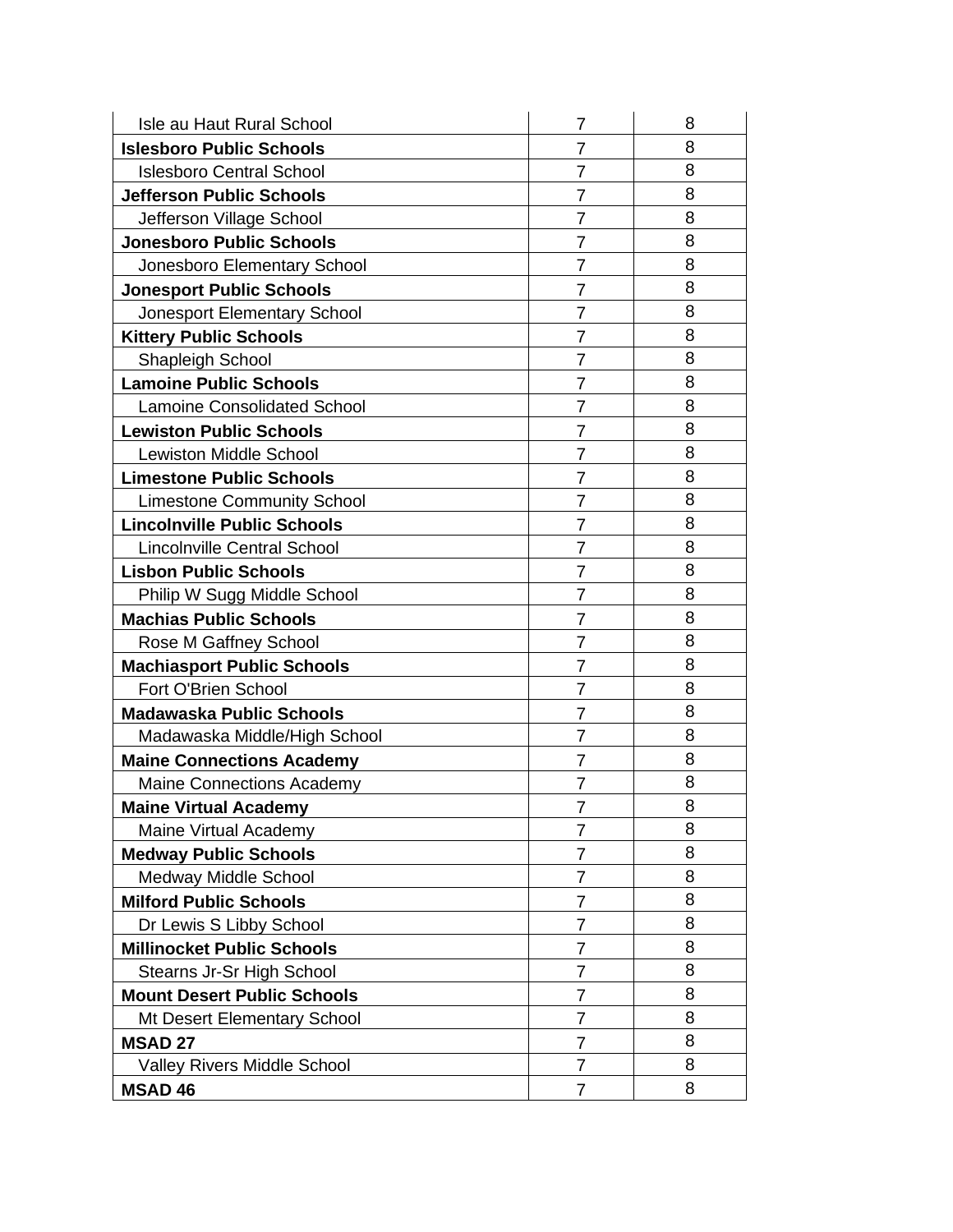| | | |
|---|---|---|
| Isle au Haut Rural School | 7 | 8 |
| **Islesboro Public Schools** | 7 | 8 |
| Islesboro Central School | 7 | 8 |
| **Jefferson Public Schools** | 7 | 8 |
| Jefferson Village School | 7 | 8 |
| **Jonesboro Public Schools** | 7 | 8 |
| Jonesboro Elementary School | 7 | 8 |
| **Jonesport Public Schools** | 7 | 8 |
| Jonesport Elementary School | 7 | 8 |
| **Kittery Public Schools** | 7 | 8 |
| Shapleigh School | 7 | 8 |
| **Lamoine Public Schools** | 7 | 8 |
| Lamoine Consolidated School | 7 | 8 |
| **Lewiston Public Schools** | 7 | 8 |
| Lewiston Middle School | 7 | 8 |
| **Limestone Public Schools** | 7 | 8 |
| Limestone Community School | 7 | 8 |
| **Lincolnville Public Schools** | 7 | 8 |
| Lincolnville Central School | 7 | 8 |
| **Lisbon Public Schools** | 7 | 8 |
| Philip W Sugg Middle School | 7 | 8 |
| **Machias Public Schools** | 7 | 8 |
| Rose M Gaffney School | 7 | 8 |
| **Machiasport Public Schools** | 7 | 8 |
| Fort O'Brien School | 7 | 8 |
| **Madawaska Public Schools** | 7 | 8 |
| Madawaska Middle/High School | 7 | 8 |
| **Maine Connections Academy** | 7 | 8 |
| Maine Connections Academy | 7 | 8 |
| **Maine Virtual Academy** | 7 | 8 |
| Maine Virtual Academy | 7 | 8 |
| **Medway Public Schools** | 7 | 8 |
| Medway Middle School | 7 | 8 |
| **Milford Public Schools** | 7 | 8 |
| Dr Lewis S Libby School | 7 | 8 |
| **Millinocket Public Schools** | 7 | 8 |
| Stearns Jr-Sr High School | 7 | 8 |
| **Mount Desert Public Schools** | 7 | 8 |
| Mt Desert Elementary School | 7 | 8 |
| **MSAD 27** | 7 | 8 |
| Valley Rivers Middle School | 7 | 8 |
| **MSAD 46** | 7 | 8 |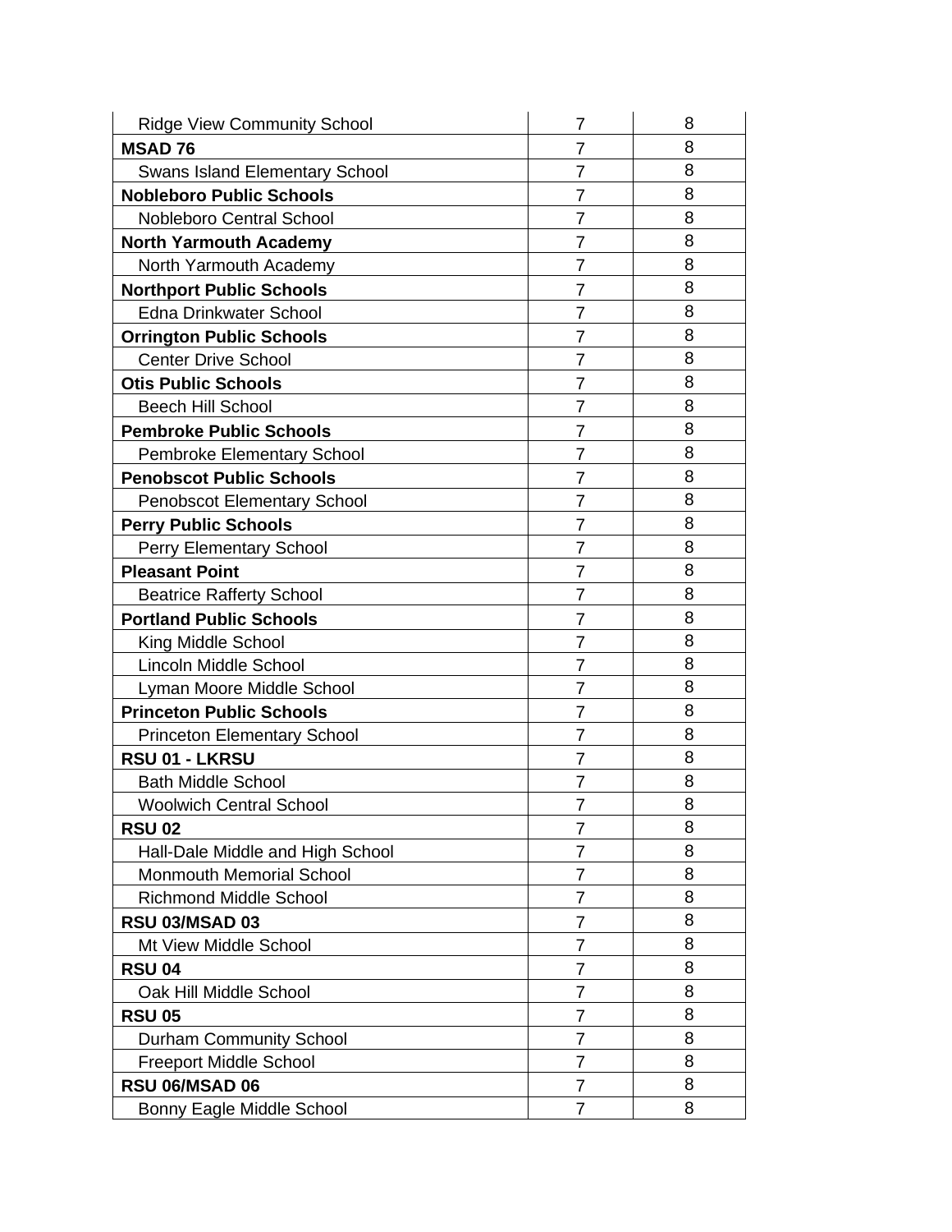| | | |
|---|---|---|
| Ridge View Community School | 7 | 8 |
| **MSAD 76** | 7 | 8 |
| Swans Island Elementary School | 7 | 8 |
| **Nobleboro Public Schools** | 7 | 8 |
| Nobleboro Central School | 7 | 8 |
| **North Yarmouth Academy** | 7 | 8 |
| North Yarmouth Academy | 7 | 8 |
| **Northport Public Schools** | 7 | 8 |
| Edna Drinkwater School | 7 | 8 |
| **Orrington Public Schools** | 7 | 8 |
| Center Drive School | 7 | 8 |
| **Otis Public Schools** | 7 | 8 |
| Beech Hill School | 7 | 8 |
| **Pembroke Public Schools** | 7 | 8 |
| Pembroke Elementary School | 7 | 8 |
| **Penobscot Public Schools** | 7 | 8 |
| Penobscot Elementary School | 7 | 8 |
| **Perry Public Schools** | 7 | 8 |
| Perry Elementary School | 7 | 8 |
| **Pleasant Point** | 7 | 8 |
| Beatrice Rafferty School | 7 | 8 |
| **Portland Public Schools** | 7 | 8 |
| King Middle School | 7 | 8 |
| Lincoln Middle School | 7 | 8 |
| Lyman Moore Middle School | 7 | 8 |
| **Princeton Public Schools** | 7 | 8 |
| Princeton Elementary School | 7 | 8 |
| **RSU 01 - LKRSU** | 7 | 8 |
| Bath Middle School | 7 | 8 |
| Woolwich Central School | 7 | 8 |
| **RSU 02** | 7 | 8 |
| Hall-Dale Middle and High School | 7 | 8 |
| Monmouth Memorial School | 7 | 8 |
| Richmond Middle School | 7 | 8 |
| **RSU 03/MSAD 03** | 7 | 8 |
| Mt View Middle School | 7 | 8 |
| **RSU 04** | 7 | 8 |
| Oak Hill Middle School | 7 | 8 |
| **RSU 05** | 7 | 8 |
| Durham Community School | 7 | 8 |
| Freeport Middle School | 7 | 8 |
| **RSU 06/MSAD 06** | 7 | 8 |
| Bonny Eagle Middle School | 7 | 8 |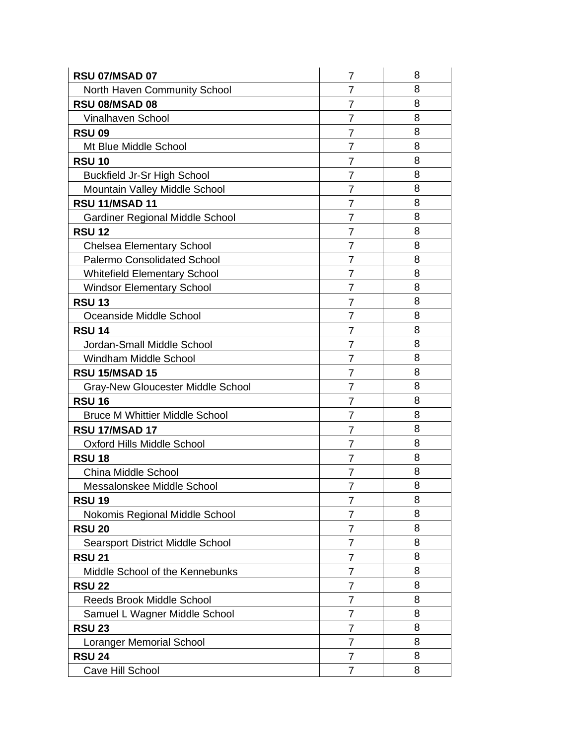| **RSU 07/MSAD 07** | 7 | 8 |
|---|---|---|
| North Haven Community School | 7 | 8 |
| **RSU 08/MSAD 08** | 7 | 8 |
| Vinalhaven School | 7 | 8 |
| **RSU 09** | 7 | 8 |
| Mt Blue Middle School | 7 | 8 |
| **RSU 10** | 7 | 8 |
| Buckfield Jr-Sr High School | 7 | 8 |
| Mountain Valley Middle School | 7 | 8 |
| **RSU 11/MSAD 11** | 7 | 8 |
| Gardiner Regional Middle School | 7 | 8 |
| **RSU 12** | 7 | 8 |
| Chelsea Elementary School | 7 | 8 |
| Palermo Consolidated School | 7 | 8 |
| Whitefield Elementary School | 7 | 8 |
| Windsor Elementary School | 7 | 8 |
| **RSU 13** | 7 | 8 |
| Oceanside Middle School | 7 | 8 |
| **RSU 14** | 7 | 8 |
| Jordan-Small Middle School | 7 | 8 |
| Windham Middle School | 7 | 8 |
| **RSU 15/MSAD 15** | 7 | 8 |
| Gray-New Gloucester Middle School | 7 | 8 |
| **RSU 16** | 7 | 8 |
| Bruce M Whittier Middle School | 7 | 8 |
| **RSU 17/MSAD 17** | 7 | 8 |
| Oxford Hills Middle School | 7 | 8 |
| **RSU 18** | 7 | 8 |
| China Middle School | 7 | 8 |
| Messalonskee Middle School | 7 | 8 |
| **RSU 19** | 7 | 8 |
| Nokomis Regional Middle School | 7 | 8 |
| **RSU 20** | 7 | 8 |
| Searsport District Middle School | 7 | 8 |
| **RSU 21** | 7 | 8 |
| Middle School of the Kennebunks | 7 | 8 |
| **RSU 22** | 7 | 8 |
| Reeds Brook Middle School | 7 | 8 |
| Samuel L Wagner Middle School | 7 | 8 |
| **RSU 23** | 7 | 8 |
| Loranger Memorial School | 7 | 8 |
| **RSU 24** | 7 | 8 |
| Cave Hill School | 7 | 8 |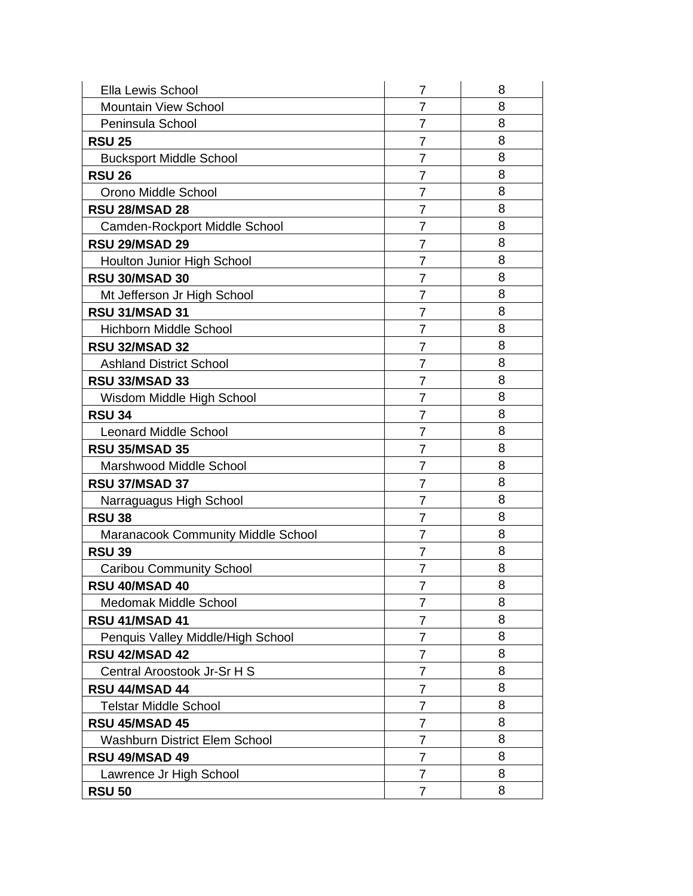| | | |
|---|---|---|
| Ella Lewis School | 7 | 8 |
| Mountain View School | 7 | 8 |
| Peninsula School | 7 | 8 |
| **RSU 25** | 7 | 8 |
| Bucksport Middle School | 7 | 8 |
| **RSU 26** | 7 | 8 |
| Orono Middle School | 7 | 8 |
| **RSU 28/MSAD 28** | 7 | 8 |
| Camden-Rockport Middle School | 7 | 8 |
| **RSU 29/MSAD 29** | 7 | 8 |
| Houlton Junior High School | 7 | 8 |
| **RSU 30/MSAD 30** | 7 | 8 |
| Mt Jefferson Jr High School | 7 | 8 |
| **RSU 31/MSAD 31** | 7 | 8 |
| Hichborn Middle School | 7 | 8 |
| **RSU 32/MSAD 32** | 7 | 8 |
| Ashland District School | 7 | 8 |
| **RSU 33/MSAD 33** | 7 | 8 |
| Wisdom Middle High School | 7 | 8 |
| **RSU 34** | 7 | 8 |
| Leonard Middle School | 7 | 8 |
| **RSU 35/MSAD 35** | 7 | 8 |
| Marshwood Middle School | 7 | 8 |
| **RSU 37/MSAD 37** | 7 | 8 |
| Narraguagus High School | 7 | 8 |
| **RSU 38** | 7 | 8 |
| Maranacook Community Middle School | 7 | 8 |
| **RSU 39** | 7 | 8 |
| Caribou Community School | 7 | 8 |
| **RSU 40/MSAD 40** | 7 | 8 |
| Medomak Middle School | 7 | 8 |
| **RSU 41/MSAD 41** | 7 | 8 |
| Penquis Valley Middle/High School | 7 | 8 |
| **RSU 42/MSAD 42** | 7 | 8 |
| Central Aroostook Jr-Sr H S | 7 | 8 |
| **RSU 44/MSAD 44** | 7 | 8 |
| Telstar Middle School | 7 | 8 |
| **RSU 45/MSAD 45** | 7 | 8 |
| Washburn District Elem School | 7 | 8 |
| **RSU 49/MSAD 49** | 7 | 8 |
| Lawrence Jr High School | 7 | 8 |
| **RSU 50** | 7 | 8 |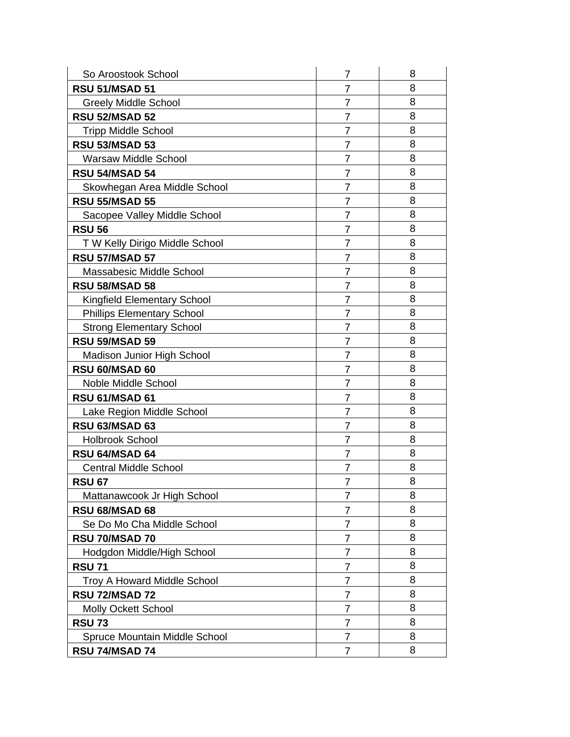| | | |
|---|---|---|
| So Aroostook School | 7 | 8 |
| **RSU 51/MSAD 51** | 7 | 8 |
| Greely Middle School | 7 | 8 |
| **RSU 52/MSAD 52** | 7 | 8 |
| Tripp Middle School | 7 | 8 |
| **RSU 53/MSAD 53** | 7 | 8 |
| Warsaw Middle School | 7 | 8 |
| **RSU 54/MSAD 54** | 7 | 8 |
| Skowhegan Area Middle School | 7 | 8 |
| **RSU 55/MSAD 55** | 7 | 8 |
| Sacopee Valley Middle School | 7 | 8 |
| **RSU 56** | 7 | 8 |
| T W Kelly Dirigo Middle School | 7 | 8 |
| **RSU 57/MSAD 57** | 7 | 8 |
| Massabesic Middle School | 7 | 8 |
| **RSU 58/MSAD 58** | 7 | 8 |
| Kingfield Elementary School | 7 | 8 |
| Phillips Elementary School | 7 | 8 |
| Strong Elementary School | 7 | 8 |
| **RSU 59/MSAD 59** | 7 | 8 |
| Madison Junior High School | 7 | 8 |
| **RSU 60/MSAD 60** | 7 | 8 |
| Noble Middle School | 7 | 8 |
| **RSU 61/MSAD 61** | 7 | 8 |
| Lake Region Middle School | 7 | 8 |
| **RSU 63/MSAD 63** | 7 | 8 |
| Holbrook School | 7 | 8 |
| **RSU 64/MSAD 64** | 7 | 8 |
| Central Middle School | 7 | 8 |
| **RSU 67** | 7 | 8 |
| Mattanawcook Jr High School | 7 | 8 |
| **RSU 68/MSAD 68** | 7 | 8 |
| Se Do Mo Cha Middle School | 7 | 8 |
| **RSU 70/MSAD 70** | 7 | 8 |
| Hodgdon Middle/High School | 7 | 8 |
| **RSU 71** | 7 | 8 |
| Troy A Howard Middle School | 7 | 8 |
| **RSU 72/MSAD 72** | 7 | 8 |
| Molly Ockett School | 7 | 8 |
| **RSU 73** | 7 | 8 |
| Spruce Mountain Middle School | 7 | 8 |
| **RSU 74/MSAD 74** | 7 | 8 |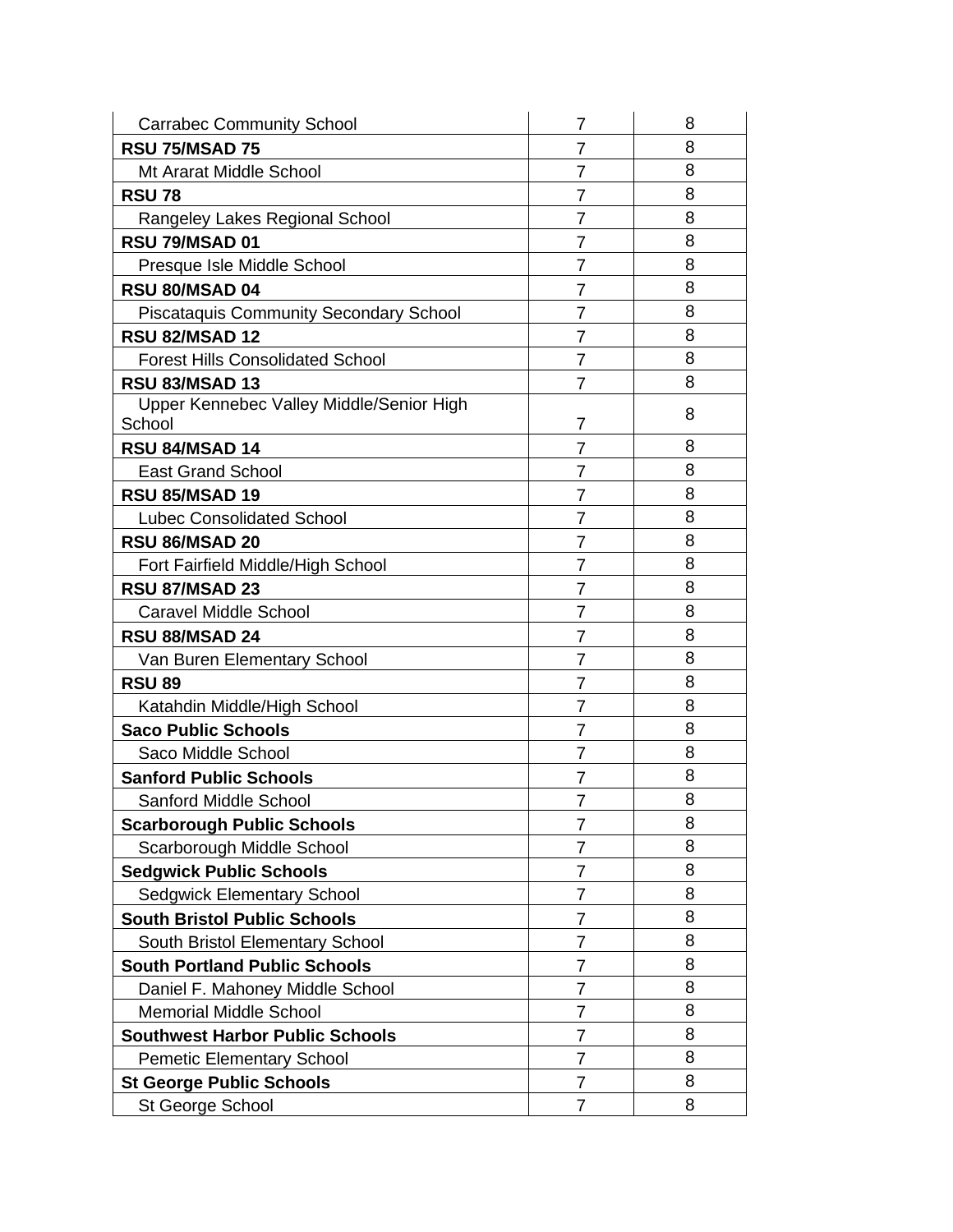| Carrabec Community School | 7 | 8 |
|---|---|---|
| **RSU 75/MSAD 75** | 7 | 8 |
| Mt Ararat Middle School | 7 | 8 |
| **RSU 78** | 7 | 8 |
| Rangeley Lakes Regional School | 7 | 8 |
| **RSU 79/MSAD 01** | 7 | 8 |
| Presque Isle Middle School | 7 | 8 |
| **RSU 80/MSAD 04** | 7 | 8 |
| Piscataquis Community Secondary School | 7 | 8 |
| **RSU 82/MSAD 12** | 7 | 8 |
| Forest Hills Consolidated School | 7 | 8 |
| **RSU 83/MSAD 13** | 7 | 8 |
| Upper Kennebec Valley Middle/Senior High School | 7 | 8 |
| **RSU 84/MSAD 14** | 7 | 8 |
| East Grand School | 7 | 8 |
| **RSU 85/MSAD 19** | 7 | 8 |
| Lubec Consolidated School | 7 | 8 |
| **RSU 86/MSAD 20** | 7 | 8 |
| Fort Fairfield Middle/High School | 7 | 8 |
| **RSU 87/MSAD 23** | 7 | 8 |
| Caravel Middle School | 7 | 8 |
| **RSU 88/MSAD 24** | 7 | 8 |
| Van Buren Elementary School | 7 | 8 |
| **RSU 89** | 7 | 8 |
| Katahdin Middle/High School | 7 | 8 |
| **Saco Public Schools** | 7 | 8 |
| Saco Middle School | 7 | 8 |
| **Sanford Public Schools** | 7 | 8 |
| Sanford Middle School | 7 | 8 |
| **Scarborough Public Schools** | 7 | 8 |
| Scarborough Middle School | 7 | 8 |
| **Sedgwick Public Schools** | 7 | 8 |
| Sedgwick Elementary School | 7 | 8 |
| **South Bristol Public Schools** | 7 | 8 |
| South Bristol Elementary School | 7 | 8 |
| **South Portland Public Schools** | 7 | 8 |
| Daniel F. Mahoney Middle School | 7 | 8 |
| Memorial Middle School | 7 | 8 |
| **Southwest Harbor Public Schools** | 7 | 8 |
| Pemetic Elementary School | 7 | 8 |
| **St George Public Schools** | 7 | 8 |
| St George School | 7 | 8 |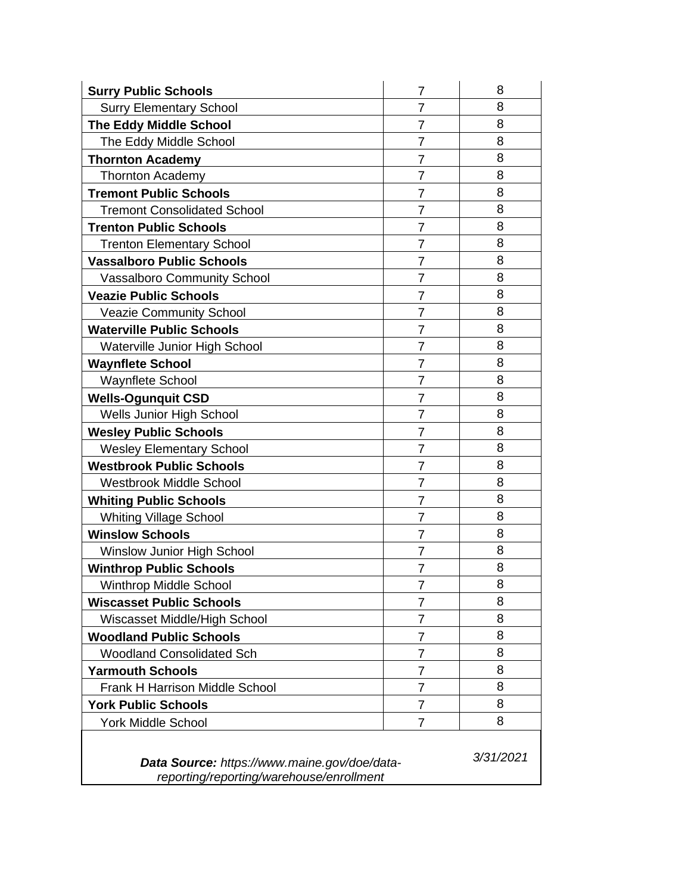| | | |
|---|---|---|
| **Surry Public Schools** | 7 | 8 |
| Surry Elementary School | 7 | 8 |
| **The Eddy Middle School** | 7 | 8 |
| The Eddy Middle School | 7 | 8 |
| **Thornton Academy** | 7 | 8 |
| Thornton Academy | 7 | 8 |
| **Tremont Public Schools** | 7 | 8 |
| Tremont Consolidated School | 7 | 8 |
| **Trenton Public Schools** | 7 | 8 |
| Trenton Elementary School | 7 | 8 |
| **Vassalboro Public Schools** | 7 | 8 |
| Vassalboro Community School | 7 | 8 |
| **Veazie Public Schools** | 7 | 8 |
| Veazie Community School | 7 | 8 |
| **Waterville Public Schools** | 7 | 8 |
| Waterville Junior High School | 7 | 8 |
| **Waynflete School** | 7 | 8 |
| Waynflete School | 7 | 8 |
| **Wells-Ogunquit CSD** | 7 | 8 |
| Wells Junior High School | 7 | 8 |
| **Wesley Public Schools** | 7 | 8 |
| Wesley Elementary School | 7 | 8 |
| **Westbrook Public Schools** | 7 | 8 |
| Westbrook Middle School | 7 | 8 |
| **Whiting Public Schools** | 7 | 8 |
| Whiting Village School | 7 | 8 |
| **Winslow Schools** | 7 | 8 |
| Winslow Junior High School | 7 | 8 |
| **Winthrop Public Schools** | 7 | 8 |
| Winthrop Middle School | 7 | 8 |
| **Wiscasset Public Schools** | 7 | 8 |
| Wiscasset Middle/High School | 7 | 8 |
| **Woodland Public Schools** | 7 | 8 |
| Woodland Consolidated Sch | 7 | 8 |
| **Yarmouth Schools** | 7 | 8 |
| Frank H Harrison Middle School | 7 | 8 |
| **York Public Schools** | 7 | 8 |
| York Middle School | 7 | 8 |

***Data Source:*** *https://www.maine.gov/doe/data-reporting/reporting/warehouse/enrollment*

*3/31/2021*